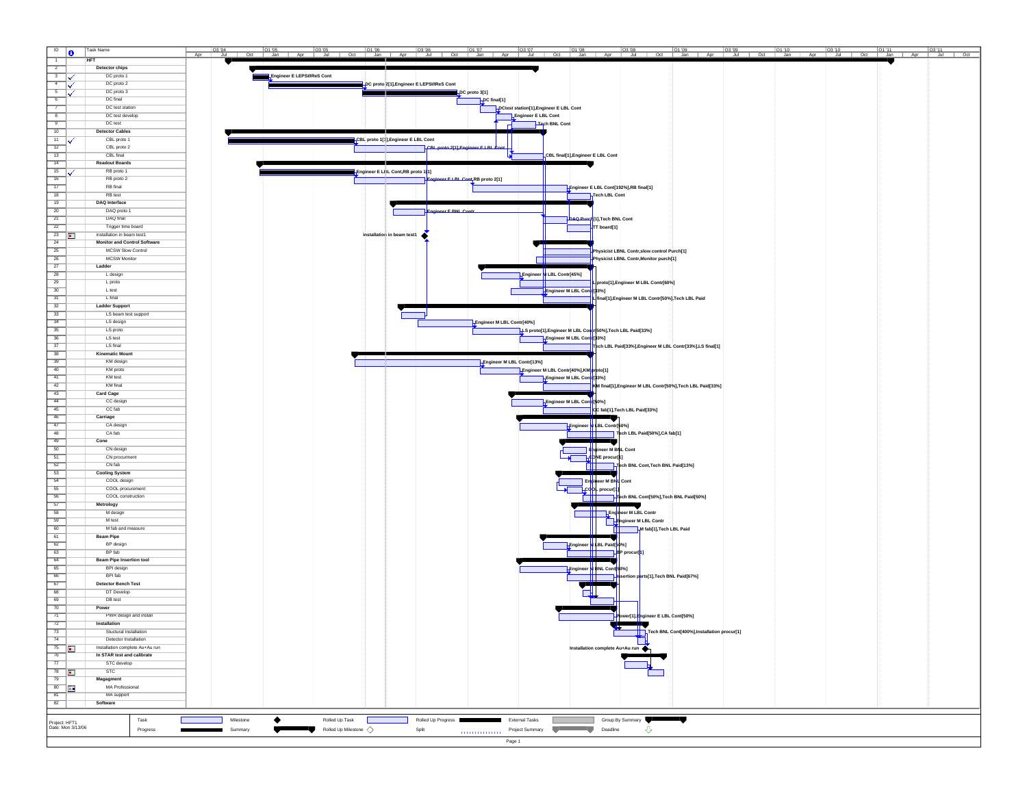| ID | Task Name | Resources |
|---|---|---|
| 1 | HFT | |
| 2 | Detector chips | |
| 3 | DC proto 1 | Engineer E LEPSI/IReS Cont |
| 4 | DC proto 2 | DC proto 2[1],Engineer E LEPSI/IReS Cont |
| 5 | DC proto 3 | DC proto 3[1] |
| 6 | DC final | DC final[1] |
| 7 | DC test station | DCtest station[1],Engineer E LBL Cont |
| 8 | DC test develop | Engineer E LBL Cont |
| 9 | DC test | Tech BNL Cont |
| 10 | Detector Cables | |
| 11 | CBL proto 1 | CBL proto 1[1],Engineer E LBL Cont |
| 12 | CBL proto 2 | CBL proto 2[1],Engineer E LBL Cont |
| 13 | CBL final | CBL final[1],Engineer E LBL Cont |
| 14 | Readout Boards | |
| 15 | RB proto 1 | Engineer E LBL Cont,RB proto 1[1] |
| 16 | RB proto 2 | Engineer E LBL Cont,RB proto 2[1] |
| 17 | RB final | Engineer E LBL Cont[192%],RB final[1] |
| 18 | RB test | Tech LBL Cont |
| 19 | DAQ Interface | |
| 20 | DAQ proto 1 | Engineer E BNL Contr |
| 21 | DAQ final | DAQ Purch[1],Tech BNL Cont |
| 22 | Trigger time board | TT board[1] |
| 23 | installation in beam test1 | installation in beam test1 |
| 24 | Monitor and Control Software | |
| 25 | MCSW Slow Control | Physicist LBNL Contr,slow control Purch[1] |
| 26 | MCSW Monitor | Physicist LBNL Contr,Monitor purch[1] |
| 27 | Ladder | |
| 28 | L design | Engineer M LBL Contr[45%] |
| 29 | L proto | L proto[1],Engineer M LBL Contr[60%] |
| 30 | L test | Engineer M LBL Contr[33%] |
| 31 | L final | L final[1],Engineer M LBL Contr[50%],Tech LBL Paid |
| 32 | Ladder Support | |
| 33 | LS beam test support | |
| 34 | LS design | Engineer M LBL Contr[40%] |
| 35 | LS proto | LS proto[1],Engineer M LBL Contr[50%],Tech LBL Paid[33%] |
| 36 | LS test | Engineer M LBL Contr[33%] |
| 37 | LS final | Tech LBL Paid[33%],Engineer M LBL Contr[33%],LS final[1] |
| 38 | Kinematic Mount | |
| 39 | KM design | Engineer M LBL Contr[13%] |
| 40 | KM proto | Engineer M LBL Contr[40%],KM proto[1] |
| 41 | KM test | Engineer M LBL Contr[33%] |
| 42 | KM final | KM final[1],Engineer M LBL Contr[50%],Tech LBL Paid[33%] |
| 43 | Card Cage | |
| 44 | CC design | Engineer M LBL Contr[50%] |
| 45 | CC fab | CC fab[1],Tech LBL Paid[33%] |
| 46 | Carriage | |
| 47 | CA design | Engineer M LBL Contr[50%] |
| 48 | CA fab | Tech LBL Paid[50%],CA fab[1] |
| 49 | Cone | |
| 50 | CN design | Engineer M BNL Cont |
| 51 | CN procurment | CONE procur[1] |
| 52 | CN fab | Tech BNL Cont,Tech BNL Paid[13%] |
| 53 | Cooling System | |
| 54 | COOL design | Engineer M BNL Cont |
| 55 | COOL procurement | COOL procur[1] |
| 56 | COOL construction | Tech BNL Cont[50%],Tech BNL Paid[50%] |
| 57 | Metrology | |
| 58 | M design | Engineer M LBL Contr |
| 59 | M test | Engineer M LBL Contr |
| 60 | M fab and measure | M fab[1],Tech LBL Paid |
| 61 | Beam Pipe | |
| 62 | BP design | Engineer M LBL Paid[50%] |
| 63 | BP fab | BP procur[1] |
| 64 | Beam Pipe Insertion tool | |
| 65 | BPI design | Engineer M BNL Cont[50%] |
| 66 | BPI fab | Insertion parts[1],Tech BNL Paid[67%] |
| 67 | Detector Bench Test | |
| 68 | DT Develop | |
| 69 | DB test | |
| 70 | Power | |
| 71 | PWR design and install | Power[1],Engineer E LBL Cont[50%] |
| 72 | Installation | |
| 73 | Stuctural Installation | Tech BNL Cont[400%],Installation procur[1] |
| 74 | Detector Installation | |
| 75 | Installation complete Au+Au run | Installation complete Au+Au run |
| 76 | In STAR test and calibrate | |
| 77 | STC develop | |
| 78 | STC | |
| 79 | Magagment | |
| 80 | MA Professional | |
| 81 | MA support | |
| 82 | Software | |

Project: HFT1
Date: Mon 3/13/06

Legend: Task, Progress, Milestone, Summary, Rolled Up Task, Rolled Up Milestone, Rolled Up Progress, Split, External Tasks, Project Summary, Group By Summary, Deadline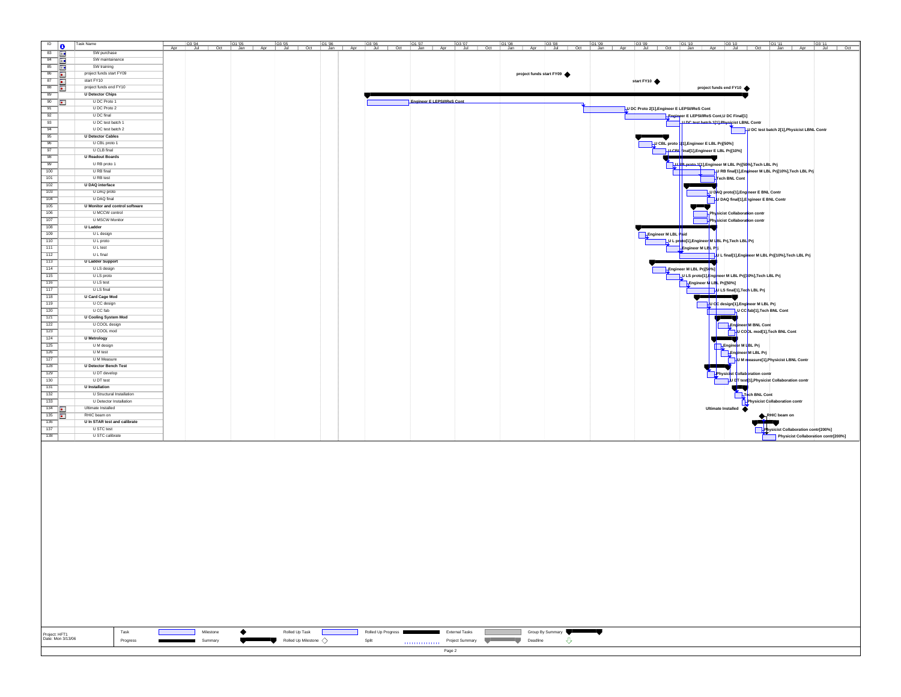| ID | Task Name |
|---|---|
| 83 | SW purchase |
| 84 | SW maintainance |
| 85 | SW training |
| 86 | project funds start FY09 |
| 87 | start FY10 |
| 88 | project funds end FY10 |
| 89 | **U Detector Chips** |
| 90 | U DC Proto 1 |
| 91 | U DC Proto 2 |
| 92 | U DC final |
| 93 | U DC test batch 1 |
| 94 | U DC test batch 2 |
| 95 | **U Detector Cables** |
| 96 | U CBL proto 1 |
| 97 | U CLB final |
| 98 | **U Readout Boards** |
| 99 | U RB proto 1 |
| 100 | U RB final |
| 101 | U RB test |
| 102 | **U DAQ interface** |
| 103 | U DAQ proto |
| 104 | U DAQ final |
| 105 | **U Monitor and control software** |
| 106 | U MCCW control |
| 107 | U MSCW Monitor |
| 108 | **U Ladder** |
| 109 | U L design |
| 110 | U L proto |
| 111 | U L test |
| 112 | U L final |
| 113 | **U Ladder Support** |
| 114 | U LS design |
| 115 | U LS proto |
| 116 | U LS test |
| 117 | U LS final |
| 118 | **U Card Cage Mod** |
| 119 | U CC design |
| 120 | U CC fab |
| 121 | **U Cooling System Mod** |
| 122 | U COOL design |
| 123 | U COOL mod |
| 124 | **U Metrology** |
| 125 | U M design |
| 126 | U M test |
| 127 | U M Measure |
| 128 | **U Detector Bench Test** |
| 129 | U DT develop |
| 130 | U DT test |
| 131 | **U Installation** |
| 132 | U Structural Installation |
| 133 | U Detector Installation |
| 134 | Ultimate Installed |
| 135 | RHIC beam on |
| 136 | **U In STAR test and calibrate** |
| 137 | U STC test |
| 138 | U STC calibrate |

Q3 '04, Q1 '05, Q3 '05, Q1 '06, Q3 '06, Q1 '07, Q3 '07, Q1 '08, Q3 '08, Q1 '09, Q3 '09, Q1 '10, Q3 '10, Q1 '11, Q3 '11

project funds start FY09
start FY10
project funds end FY10
Engineer E LEPSI/IReS Cont
U DC Proto 2[1],Engineer E LEPSI/IReS Cont
Engineer E LEPSI/IReS Cont,U DC Final[1]
U DC test batch 1[1],Physicist LBNL Contr
U DC test batch 2[1],Physicist LBNL Contr
U CBL proto 1[1],Engineer E LBL Prj[50%]
U CBL final[1],Engineer E LBL Prj[10%]
U RB proto 1[1],Engineer M LBL Prj[50%],Tech LBL Prj
U RB final[1],Engineer M LBL Prj[10%],Tech LBL Prj
Tech BNL Cont
U DAQ proto[1],Engineer E BNL Contr
U DAQ final[1],Engineer E BNL Contr
Physicist Collaboration contr
Physicist Collaboration contr
Engineer M LBL Paid
U L proto[1],Engineer M LBL Prj,Tech LBL Prj
Engineer M LBL Prj
U L final[1],Engineer M LBL Prj[10%],Tech LBL Prj
Engineer M LBL Prj[50%]
U LS proto[1],Engineer M LBL Prj[10%],Tech LBL Prj
Engineer M LBL Prj[50%]
U LS final[1],Tech LBL Prj
U CC design[1],Engineer M LBL Prj
U CC fab[1],Tech BNL Cont
Engineer M BNL Cont
U COOL mod[1],Tech BNL Cont
Engineer M LBL Prj
Engineer M LBL Prj
U M measure[1],Physicist LBNL Contr
Physicist Collaboration contr
U DT test[1],Physicist Collaboration contr
Tech BNL Cont
Physicist Collaboration contr
Ultimate Installed
RHIC beam on
Physicist Collaboration contr[200%]
Physicist Collaboration contr[200%]

Project: HFT1
Date: Mon 3/13/06

Task, Progress, Milestone, Summary, Rolled Up Task, Rolled Up Milestone, Rolled Up Progress, Split, External Tasks, Project Summary, Group By Summary, Deadline